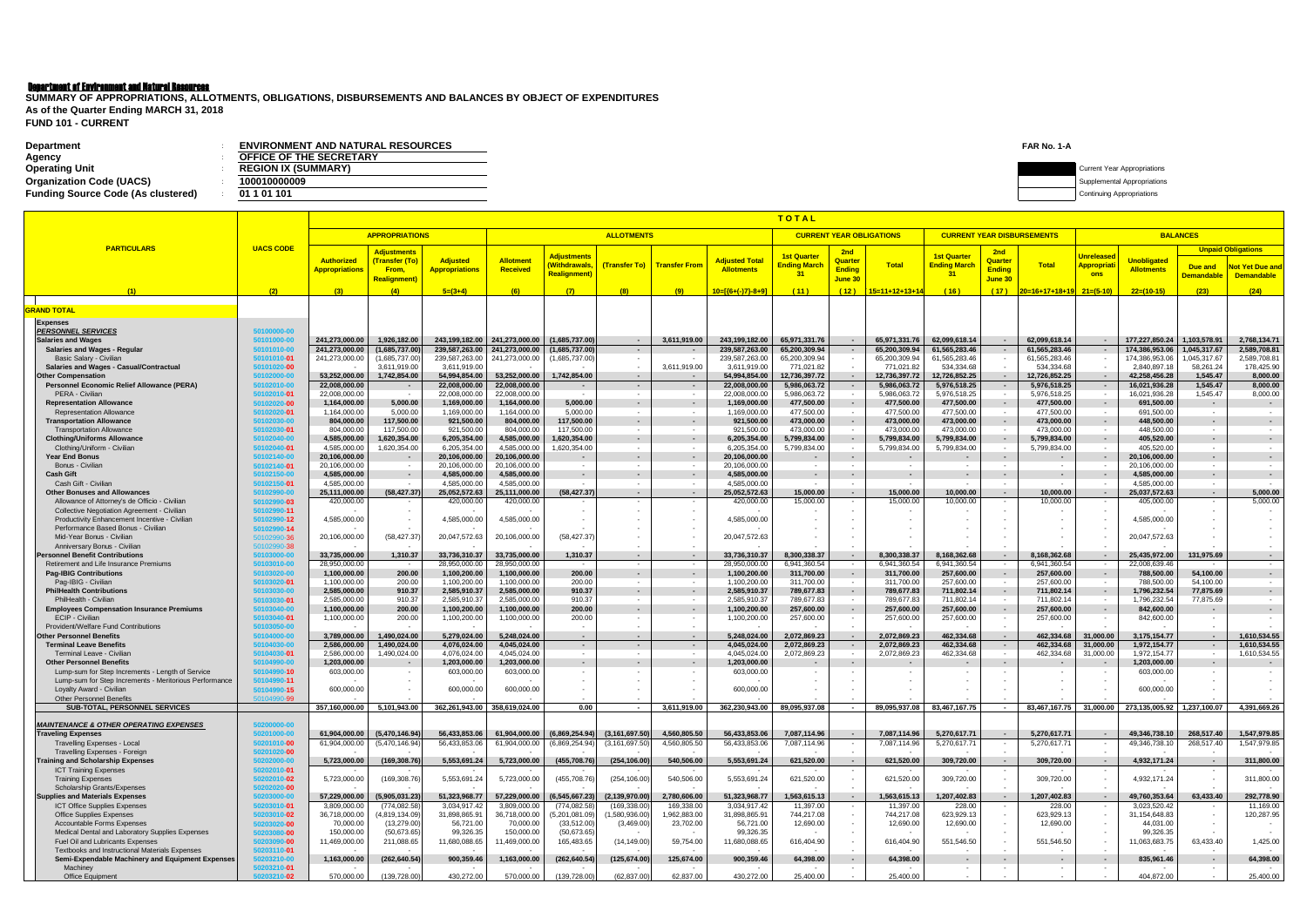Department of Environment and Natural Resources

**SUMMARY OF APPROPRIATIONS, ALLOTMENTS, OBLIGATIONS, DISBURSEMENTS AND BALANCES BY OBJECT OF EXPENDITURES**
**As of the Quarter Ending MARCH 31, 2018**
**FUND 101 - CURRENT**

**FAR No. 1-A**

| | | |
|---|---|---|
| **Department** | : | **ENVIRONMENT AND NATURAL RESOURCES** |
| **Agency** | : | **OFFICE OF THE SECRETARY** |
| **Operating Unit** | : | **REGION IX (SUMMARY)** |
| **Organization Code (UACS)** | : | **100010000009** |
| **Funding Source Code (As clustered)** | : | **01 1 01 101** |

Current Year Appropriations
Supplemental Appropriations
Continuing Appropriations

| PARTICULARS | UACS CODE | Authorized Appropriations | Adjustments (Transfer (To) From, Realignment) | Adjusted Appropriations | Allotment Received | Adjustments (Withdrawals, Realignment) | (Transfer To) | Transfer From | Adjusted Total Allotments | 1st Quarter Ending March 31 | 2nd Quarter Ending June 30 | Total | 1st Quarter Ending March 31 | 2nd Quarter Ending June 30 | Total | Unreleased Appropriations | Unobligated Allotments | Due and Demandable | Not Yet Due and Demandable |
|---|---|---|---|---|---|---|---|---|---|---|---|---|---|---|---|---|---|---|---|
| | | **TOTAL** | | | | | | | | | | | | | | | | | |
| | | **APPROPRIATIONS** | | | **ALLOTMENTS** | | | | | **CURRENT YEAR OBLIGATIONS** | | | **CURRENT YEAR DISBURSEMENTS** | | | **BALANCES** | | **Unpaid Obligations** | |
| (1) | (2) | (3) | (4) | 5=(3+4) | (6) | (7) | (8) | (9) | 10=[(6+(-)7)-8+9] | (11) | (12) | 15=11+12+13+14 | (16) | (17) | 20=16+17+18+19 | 21=(5-10) | 22=(10-15) | (23) | (24) |
| **GRAND TOTAL** | | | | | | | | | | | | | | | | | | | |
| **Expenses** | | | | | | | | | | | | | | | | | | | |
| ***PERSONNEL SERVICES*** | 50100000-00 | | | | | | | | | | | | | | | | | | |
| **Salaries and Wages** | 50101000-00 | 241,273,000.00 | 1,926,182.00 | 243,199,182.00 | 241,273,000.00 | (1,685,737.00) | - | 3,611,919.00 | 243,199,182.00 | 65,971,331.76 | - | 65,971,331.76 | 62,099,618.14 | - | 62,099,618.14 | - | 177,227,850.24 | 1,103,578.91 | 2,768,134.71 |
| **Salaries and Wages - Regular** | 50101010-00 | 241,273,000.00 | (1,685,737.00) | 239,587,263.00 | 241,273,000.00 | (1,685,737.00) | - | - | 239,587,263.00 | 65,200,309.94 | - | 65,200,309.94 | 61,565,283.46 | - | 61,565,283.46 | - | 174,386,953.06 | 1,045,317.67 | 2,589,708.81 |
| Basic Salary - Civilian | 50101010-01 | 241,273,000.00 | (1,685,737.00) | 239,587,263.00 | 241,273,000.00 | (1,685,737.00) | - | - | 239,587,263.00 | 65,200,309.94 | - | 65,200,309.94 | 61,565,283.46 | - | 61,565,283.46 | - | 174,386,953.06 | 1,045,317.67 | 2,589,708.81 |
| **Salaries and Wages - Casual/Contractual** | 50101020-00 | - | 3,611,919.00 | 3,611,919.00 | - | - | - | 3,611,919.00 | 3,611,919.00 | 771,021.82 | - | 771,021.82 | 534,334.68 | - | 534,334.68 | - | 2,840,897.18 | 58,261.24 | 178,425.90 |
| **Other Compensation** | 50102000-00 | 53,252,000.00 | 1,742,854.00 | 54,994,854.00 | 53,252,000.00 | 1,742,854.00 | - | - | 54,994,854.00 | 12,736,397.72 | - | 12,736,397.72 | 12,726,852.25 | - | 12,726,852.25 | - | 42,258,456.28 | 1,545.47 | 8,000.00 |
| **Personnel Economic Relief Allowance (PERA)** | 50102010-00 | 22,008,000.00 | - | 22,008,000.00 | 22,008,000.00 | - | - | - | 22,008,000.00 | 5,986,063.72 | - | 5,986,063.72 | 5,976,518.25 | - | 5,976,518.25 | - | 16,021,936.28 | 1,545.47 | 8,000.00 |
| PERA - Civilian | 50102010-01 | 22,008,000.00 | - | 22,008,000.00 | 22,008,000.00 | - | - | - | 22,008,000.00 | 5,986,063.72 | - | 5,986,063.72 | 5,976,518.25 | - | 5,976,518.25 | - | 16,021,936.28 | 1,545.47 | 8,000.00 |
| **Representation Allowance** | 50102020-00 | 1,164,000.00 | 5,000.00 | 1,169,000.00 | 1,164,000.00 | 5,000.00 | - | - | 1,169,000.00 | 477,500.00 | - | 477,500.00 | 477,500.00 | - | 477,500.00 | - | 691,500.00 | - | - |
| Representation Allowance | 50102020-01 | 1,164,000.00 | 5,000.00 | 1,169,000.00 | 1,164,000.00 | 5,000.00 | - | - | 1,169,000.00 | 477,500.00 | - | 477,500.00 | 477,500.00 | - | 477,500.00 | - | 691,500.00 | - | - |
| **Transportation Allowance** | 50102030-00 | 804,000.00 | 117,500.00 | 921,500.00 | 804,000.00 | 117,500.00 | - | - | 921,500.00 | 473,000.00 | - | 473,000.00 | 473,000.00 | - | 473,000.00 | - | 448,500.00 | - | - |
| Transportation Allowance | 50102030-01 | 804,000.00 | 117,500.00 | 921,500.00 | 804,000.00 | 117,500.00 | - | - | 921,500.00 | 473,000.00 | - | 473,000.00 | 473,000.00 | - | 473,000.00 | - | 448,500.00 | - | - |
| **Clothing/Uniforms Allowance** | 50102040-00 | 4,585,000.00 | 1,620,354.00 | 6,205,354.00 | 4,585,000.00 | 1,620,354.00 | - | - | 6,205,354.00 | 5,799,834.00 | - | 5,799,834.00 | 5,799,834.00 | - | 5,799,834.00 | - | 405,520.00 | - | - |
| Clothing/Uniform - Civilian | 50102040-01 | 4,585,000.00 | 1,620,354.00 | 6,205,354.00 | 4,585,000.00 | 1,620,354.00 | - | - | 6,205,354.00 | 5,799,834.00 | - | 5,799,834.00 | 5,799,834.00 | - | 5,799,834.00 | - | 405,520.00 | - | - |
| **Year End Bonus** | 50102140-00 | 20,106,000.00 | - | 20,106,000.00 | 20,106,000.00 | - | - | - | 20,106,000.00 | - | - | - | - | - | - | - | 20,106,000.00 | - | - |
| Bonus - Civilian | 50102140-01 | 20,106,000.00 | - | 20,106,000.00 | 20,106,000.00 | - | - | - | 20,106,000.00 | - | - | - | - | - | - | - | 20,106,000.00 | - | - |
| **Cash Gift** | 50102150-00 | 4,585,000.00 | - | 4,585,000.00 | 4,585,000.00 | - | - | - | 4,585,000.00 | - | - | - | - | - | - | - | 4,585,000.00 | - | - |
| Cash Gift - Civilian | 50102150-01 | 4,585,000.00 | - | 4,585,000.00 | 4,585,000.00 | - | - | - | 4,585,000.00 | - | - | - | - | - | - | - | 4,585,000.00 | - | - |
| **Other Bonuses and Allowances** | 50102990-00 | 25,111,000.00 | (58,427.37) | 25,052,572.63 | 25,111,000.00 | (58,427.37) | - | - | 25,052,572.63 | 15,000.00 | - | 15,000.00 | 10,000.00 | - | 10,000.00 | - | 25,037,572.63 | - | 5,000.00 |
| Allowance of Attorney's de Officio - Civilian | 50102990-03 | 420,000.00 | - | 420,000.00 | 420,000.00 | - | - | - | 420,000.00 | 15,000.00 | - | 15,000.00 | 10,000.00 | - | 10,000.00 | - | 405,000.00 | - | 5,000.00 |
| Collective Negotiation Agreement - Civilian | 50102990-11 | - | - | - | - | - | - | - | - | - | - | - | - | - | - | - | - | - | - |
| Productivity Enhancement Incentive - Civilian | 50102990-12 | 4,585,000.00 | - | 4,585,000.00 | 4,585,000.00 | - | - | - | 4,585,000.00 | - | - | - | - | - | - | - | 4,585,000.00 | - | - |
| Performance Based Bonus - Civilian | 50102990-14 | - | - | - | - | - | - | - | - | - | - | - | - | - | - | - | - | - | - |
| Mid-Year Bonus - Civilian | 50102990-36 | 20,106,000.00 | (58,427.37) | 20,047,572.63 | 20,106,000.00 | (58,427.37) | - | - | 20,047,572.63 | - | - | - | - | - | - | - | 20,047,572.63 | - | - |
| Anniversary Bonus - Civilian | 50102990-38 | - | - | - | - | - | - | - | - | - | - | - | - | - | - | - | - | - | - |
| **Personnel Benefit Contributions** | 50103000-00 | 33,735,000.00 | 1,310.37 | 33,736,310.37 | 33,735,000.00 | 1,310.37 | - | - | 33,736,310.37 | 8,300,338.37 | - | 8,300,338.37 | 8,168,362.68 | - | 8,168,362.68 | - | 25,435,972.00 | 131,975.69 | - |
| Retirement and Life Insurance Premiums | 50103010-00 | 28,950,000.00 | - | 28,950,000.00 | 28,950,000.00 | - | - | - | 28,950,000.00 | 6,941,360.54 | - | 6,941,360.54 | 6,941,360.54 | - | 6,941,360.54 | - | 22,008,639.46 | - | - |
| **Pag-IBIG Contributions** | 50103020-00 | 1,100,000.00 | 200.00 | 1,100,200.00 | 1,100,000.00 | 200.00 | - | - | 1,100,200.00 | 311,700.00 | - | 311,700.00 | 257,600.00 | - | 257,600.00 | - | 788,500.00 | 54,100.00 | - |
| Pag-IBIG - Civilian | 50103020-01 | 1,100,000.00 | 200.00 | 1,100,200.00 | 1,100,000.00 | 200.00 | - | - | 1,100,200.00 | 311,700.00 | - | 311,700.00 | 257,600.00 | - | 257,600.00 | - | 788,500.00 | 54,100.00 | - |
| **PhilHealth Contributions** | 50103030-00 | 2,585,000.00 | 910.37 | 2,585,910.37 | 2,585,000.00 | 910.37 | - | - | 2,585,910.37 | 789,677.83 | - | 789,677.83 | 711,802.14 | - | 711,802.14 | - | 1,796,232.54 | 77,875.69 | - |
| PhilHealth - Civilian | 50103030-01 | 2,585,000.00 | 910.37 | 2,585,910.37 | 2,585,000.00 | 910.37 | - | - | 2,585,910.37 | 789,677.83 | - | 789,677.83 | 711,802.14 | - | 711,802.14 | - | 1,796,232.54 | 77,875.69 | - |
| **Employees Compensation Insurance Premiums** | 50103040-00 | 1,100,000.00 | 200.00 | 1,100,200.00 | 1,100,000.00 | 200.00 | - | - | 1,100,200.00 | 257,600.00 | - | 257,600.00 | 257,600.00 | - | 257,600.00 | - | 842,600.00 | - | - |
| ECIP - Civilian | 50103040-01 | 1,100,000.00 | 200.00 | 1,100,200.00 | 1,100,000.00 | 200.00 | - | - | 1,100,200.00 | 257,600.00 | - | 257,600.00 | 257,600.00 | - | 257,600.00 | - | 842,600.00 | - | - |
| Provident/Welfare Fund Contributions | 50103050-00 | - | - | - | - | - | - | - | - | - | - | - | - | - | - | - | - | - | - |
| **Other Personnel Benefits** | 50104000-00 | 3,789,000.00 | 1,490,024.00 | 5,279,024.00 | 5,248,024.00 | - | - | - | 5,248,024.00 | 2,072,869.23 | - | 2,072,869.23 | 462,334.68 | - | 462,334.68 | 31,000.00 | 3,175,154.77 | - | 1,610,534.55 |
| **Terminal Leave Benefits** | 50104030-00 | 2,586,000.00 | 1,490,024.00 | 4,076,024.00 | 4,045,024.00 | - | - | - | 4,045,024.00 | 2,072,869.23 | - | 2,072,869.23 | 462,334.68 | - | 462,334.68 | 31,000.00 | 1,972,154.77 | - | 1,610,534.55 |
| Terminal Leave - Civilian | 50104030-01 | 2,586,000.00 | 1,490,024.00 | 4,076,024.00 | 4,045,024.00 | - | - | - | 4,045,024.00 | 2,072,869.23 | - | 2,072,869.23 | 462,334.68 | - | 462,334.68 | 31,000.00 | 1,972,154.77 | - | 1,610,534.55 |
| **Other Personnel Benefits** | 50104990-00 | 1,203,000.00 | - | 1,203,000.00 | 1,203,000.00 | - | - | - | 1,203,000.00 | - | - | - | - | - | - | - | 1,203,000.00 | - | - |
| Lump-sum for Step Increments - Length of Service | 50104990-10 | 603,000.00 | - | 603,000.00 | 603,000.00 | - | - | - | 603,000.00 | - | - | - | - | - | - | - | 603,000.00 | - | - |
| Lump-sum for Step Increments - Meritorious Performance | 50104990-11 | - | - | - | - | - | - | - | - | - | - | - | - | - | - | - | - | - | - |
| Loyalty Award - Civilian | 50104990-15 | 600,000.00 | - | 600,000.00 | 600,000.00 | - | - | - | 600,000.00 | - | - | - | - | - | - | - | 600,000.00 | - | - |
| Other Personnel Benefits | 50104990-99 | - | - | - | - | - | - | - | - | - | - | - | - | - | - | - | - | - | - |
| **SUB-TOTAL, PERSONNEL SERVICES** | | 357,160,000.00 | 5,101,943.00 | 362,261,943.00 | 358,619,024.00 | 0.00 | - | 3,611,919.00 | 362,230,943.00 | 89,095,937.08 | - | 89,095,937.08 | 83,467,167.75 | - | 83,467,167.75 | 31,000.00 | 273,135,005.92 | 1,237,100.07 | 4,391,669.26 |
| ***MAINTENANCE & OTHER OPERATING EXPENSES*** | 50200000-00 | | | | | | | | | | | | | | | | | | |
| **Traveling Expenses** | 50201000-00 | 61,904,000.00 | (5,470,146.94) | 56,433,853.06 | 61,904,000.00 | (6,869,254.94) | (3,161,697.50) | 4,560,805.50 | 56,433,853.06 | 7,087,114.96 | - | 7,087,114.96 | 5,270,617.71 | - | 5,270,617.71 | - | 49,346,738.10 | 268,517.40 | 1,547,979.85 |
| Travelling Expenses - Local | 50201010-00 | 61,904,000.00 | (5,470,146.94) | 56,433,853.06 | 61,904,000.00 | (6,869,254.94) | (3,161,697.50) | 4,560,805.50 | 56,433,853.06 | 7,087,114.96 | - | 7,087,114.96 | 5,270,617.71 | - | 5,270,617.71 | - | 49,346,738.10 | 268,517.40 | 1,547,979.85 |
| Travelling Expenses - Foreign | 50201020-00 | - | - | - | - | - | - | - | - | - | - | - | - | - | - | - | - | - | - |
| **Training and Scholarship Expenses** | 50202000-00 | 5,723,000.00 | (169,308.76) | 5,553,691.24 | 5,723,000.00 | (455,708.76) | (254,106.00) | 540,506.00 | 5,553,691.24 | 621,520.00 | - | 621,520.00 | 309,720.00 | - | 309,720.00 | - | 4,932,171.24 | - | 311,800.00 |
| ICT Training Expenses | 50202010-01 | - | - | - | - | - | - | - | - | - | - | - | - | - | - | - | - | - | - |
| Training Expenses | 50202010-02 | 5,723,000.00 | (169,308.76) | 5,553,691.24 | 5,723,000.00 | (455,708.76) | (254,106.00) | 540,506.00 | 5,553,691.24 | 621,520.00 | - | 621,520.00 | 309,720.00 | - | 309,720.00 | - | 4,932,171.24 | - | 311,800.00 |
| Scholarship Grants/Expenses | 50202020-00 | - | - | - | - | - | - | - | - | - | - | - | - | - | - | - | - | - | - |
| **Supplies and Materials Expenses** | 50203000-00 | 57,229,000.00 | (5,905,031.23) | 51,323,968.77 | 57,229,000.00 | (6,545,667.23) | (2,139,970.00) | 2,780,606.00 | 51,323,968.77 | 1,563,615.13 | - | 1,563,615.13 | 1,207,402.83 | - | 1,207,402.83 | - | 49,760,353.64 | 63,433.40 | 292,778.90 |
| ICT Office Supplies Expenses | 50203010-01 | 3,809,000.00 | (774,082.58) | 3,034,917.42 | 3,809,000.00 | (774,082.58) | (169,338.00) | 169,338.00 | 3,034,917.42 | 11,397.00 | - | 11,397.00 | 228.00 | - | 228.00 | - | 3,023,520.42 | - | 11,169.00 |
| Office Supplies Expenses | 50203010-02 | 36,718,000.00 | (4,819,134.09) | 31,898,865.91 | 36,718,000.00 | (5,201,081.09) | (1,580,936.00) | 1,962,883.00 | 31,898,865.91 | 744,217.08 | - | 744,217.08 | 623,929.13 | - | 623,929.13 | - | 31,154,648.83 | - | 120,287.95 |
| Accountable Forms Expenses | 50203020-00 | 70,000.00 | (13,279.00) | 56,721.00 | 70,000.00 | (33,512.00) | (3,469.00) | 23,702.00 | 56,721.00 | 12,690.00 | - | 12,690.00 | 12,690.00 | - | 12,690.00 | - | 44,031.00 | - | - |
| Medical Dental and Laboratory Supplies Expenses | 50203080-00 | 150,000.00 | (50,673.65) | 99,326.35 | 150,000.00 | (50,673.65) | - | - | 99,326.35 | - | - | - | - | - | - | - | 99,326.35 | - | - |
| Fuel Oil and Lubricants Expenses | 50203090-00 | 11,469,000.00 | 211,088.65 | 11,680,088.65 | 11,469,000.00 | 165,483.65 | (14,149.00) | 59,754.00 | 11,680,088.65 | 616,404.90 | - | 616,404.90 | 551,546.50 | - | 551,546.50 | - | 11,063,683.75 | 63,433.40 | 1,425.00 |
| Textbooks and Instructional Materials Expenses | 50203110-01 | - | - | - | - | - | - | - | - | - | - | - | - | - | - | - | - | - | - |
| **Semi-Expendable Machinery and Equipment Expenses** | 50203210-00 | 1,163,000.00 | (262,640.54) | 900,359.46 | 1,163,000.00 | (262,640.54) | (125,674.00) | 125,674.00 | 900,359.46 | 64,398.00 | - | 64,398.00 | - | - | - | - | 835,961.46 | - | 64,398.00 |
| Machinery | 50203210-01 | - | - | - | - | - | - | - | - | - | - | - | - | - | - | - | - | - | - |
| Office Equipment | 50203210-02 | 570,000.00 | (139,728.00) | 430,272.00 | 570,000.00 | (139,728.00) | (62,837.00) | 62,837.00 | 430,272.00 | 25,400.00 | - | 25,400.00 | - | - | - | - | 404,872.00 | - | 25,400.00 |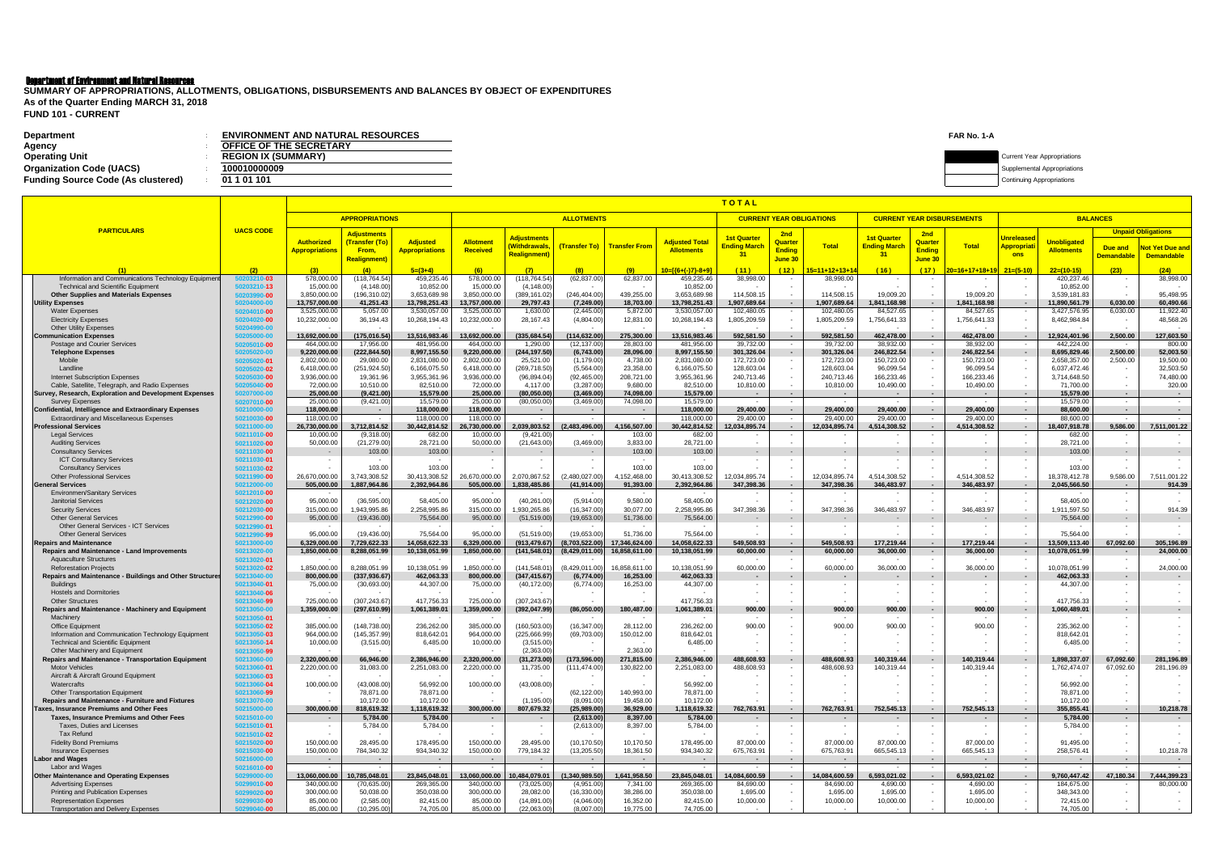**Department of Environment and Natural Resources**

**SUMMARY OF APPROPRIATIONS, ALLOTMENTS, OBLIGATIONS, DISBURSEMENTS AND BALANCES BY OBJECT OF EXPENDITURES**
**As of the Quarter Ending MARCH 31, 2018**
**FUND 101 - CURRENT**

**FAR No. 1-A**

| | | |
|---|---|---|
| Department | : | ENVIRONMENT AND NATURAL RESOURCES |
| Agency | : | OFFICE OF THE SECRETARY |
| Operating Unit | : | REGION IX (SUMMARY) |
| Organization Code (UACS) | : | 100010000009 |
| Funding Source Code (As clustered) | : | 01 1 01 101 |

Current Year Appropriations
Supplemental Appropriations
Continuing Appropriations

| PARTICULARS | UACS CODE | TOTAL | | | | | | | | | | | | | | | | | | | |
|---|---|---|---|---|---|---|---|---|---|---|---|---|---|---|---|---|---|---|---|---|---|
| | | APPROPRIATIONS | | | ALLOTMENTS | | | | | CURRENT YEAR OBLIGATIONS | | | CURRENT YEAR DISBURSEMENTS | | | BALANCES | | | | | |
| | | Authorized Appropriations | Adjustments (Transfer (To) From, Realignment) | Adjusted Appropriations | Allotment Received | Adjustments (Withdrawals, Realignment) | (Transfer To) | Transfer From | Adjusted Total Allotments | 1st Quarter Ending March 31 | 2nd Quarter Ending June 30 | Total | 1st Quarter Ending March 31 | 2nd Quarter Ending June 30 | Total | Unreleased Appropriations | Unobligated Allotments | Unpaid Obligations | |
| | | | | | | | | | | | | | | | | | | Due and Demandable | Not Yet Due and Demandable |
| (1) | (2) | (3) | (4) | 5=(3+4) | (6) | (7) | (8) | (9) | 10=[(6+(-)7)-8+9] | (11) | (12) | 15=11+12+13+14 | (16) | (17) | 20=16+17+18+19 | 21=(5-10) | 22=(10-15) | (23) | (24) |
| Information and Communications Technology Equipment | 50203210-03 | 578,000.00 | (118,764.54) | 459,235.46 | 578,000.00 | (118,764.54) | (62,837.00) | 62,837.00 | 459,235.46 | 38,998.00 | - | 38,998.00 | - | - | - | - | 420,237.46 | - | 38,998.00 |
| Technical and Scientific Equipment | 50203210-13 | 15,000.00 | (4,148.00) | 10,852.00 | 15,000.00 | (4,148.00) | | | 10,852.00 | - | | - | - | | - | - | 10,852.00 | - | - |
| Other Supplies and Materials Expenses | 50203990-00 | 3,850,000.00 | (196,310.02) | 3,653,689.98 | 3,850,000.00 | (389,161.02) | (246,404.00) | 439,255.00 | 3,653,689.98 | 114,508.15 | - | 114,508.15 | 19,009.20 | - | 19,009.20 | - | 3,539,181.83 | - | 95,498.95 |
| **Utility Expenses** | 50204000-00 | 13,757,000.00 | 41,251.43 | 13,798,251.43 | 13,757,000.00 | 29,797.43 | (7,249.00) | 18,703.00 | 13,798,251.43 | 1,907,689.64 | - | 1,907,689.64 | 1,841,168.98 | - | 1,841,168.98 | - | 11,890,561.79 | 6,030.00 | 60,490.66 |
| Water Expenses | 50204010-00 | 3,525,000.00 | 5,057.00 | 3,530,057.00 | 3,525,000.00 | 1,630.00 | (2,445.00) | 5,872.00 | 3,530,057.00 | 102,480.05 | - | 102,480.05 | 84,527.65 | - | 84,527.65 | - | 3,427,576.95 | 6,030.00 | 11,922.40 |
| Electricity Expenses | 50204020-00 | 10,232,000.00 | 36,194.43 | 10,268,194.43 | 10,232,000.00 | 28,167.43 | (4,804.00) | 12,831.00 | 10,268,194.43 | 1,805,209.59 | - | 1,805,209.59 | 1,756,641.33 | - | 1,756,641.33 | - | 8,462,984.84 | - | 48,568.26 |
| Other Utility Expenses | 50204990-00 | - | | - | - | | | | - | - | | - | - | | - | - | - | - | - |
| **Communication Expenses** | 50205000-00 | 13,692,000.00 | (175,016.54) | 13,516,983.46 | 13,692,000.00 | (335,684.54) | (114,632.00) | 275,300.00 | 13,516,983.46 | 592,581.50 | - | 592,581.50 | 462,478.00 | - | 462,478.00 | - | 12,924,401.96 | 2,500.00 | 127,603.50 |
| Postage and Courier Services | 50205010-00 | 464,000.00 | 17,956.00 | 481,956.00 | 464,000.00 | 1,290.00 | (12,137.00) | 28,803.00 | 481,956.00 | 39,732.00 | - | 39,732.00 | 38,932.00 | - | 38,932.00 | - | 442,224.00 | - | 800.00 |
| **Telephone Expenses** | 50205020-00 | 9,220,000.00 | (222,844.50) | 8,997,155.50 | 9,220,000.00 | (244,197.50) | (6,743.00) | 28,096.00 | 8,997,155.50 | 301,326.04 | - | 301,326.04 | 246,822.54 | - | 246,822.54 | - | 8,695,829.46 | 2,500.00 | 52,003.50 |
| Mobile | 50205020-01 | 2,802,000.00 | 29,080.00 | 2,831,080.00 | 2,802,000.00 | 25,521.00 | (1,179.00) | 4,738.00 | 2,831,080.00 | 172,723.00 | - | 172,723.00 | 150,723.00 | - | 150,723.00 | - | 2,658,357.00 | 2,500.00 | 19,500.00 |
| Landline | 50205020-02 | 6,418,000.00 | (251,924.50) | 6,166,075.50 | 6,418,000.00 | (269,718.50) | (5,564.00) | 23,358.00 | 6,166,075.50 | 128,603.04 | - | 128,603.04 | 96,099.54 | - | 96,099.54 | - | 6,037,472.46 | - | 32,503.50 |
| Internet Subscription Expenses | 50205030-00 | 3,936,000.00 | 19,361.96 | 3,955,361.96 | 3,936,000.00 | (96,894.04) | (92,465.00) | 208,721.00 | 3,955,361.96 | 240,713.46 | - | 240,713.46 | 166,233.46 | - | 166,233.46 | - | 3,714,648.50 | - | 74,480.00 |
| Cable, Satellite, Telegraph, and Radio Expenses | 50205040-00 | 72,000.00 | 10,510.00 | 82,510.00 | 72,000.00 | 4,117.00 | (3,287.00) | 9,680.00 | 82,510.00 | 10,810.00 | - | 10,810.00 | 10,490.00 | - | 10,490.00 | - | 71,700.00 | - | 320.00 |
| **Survey, Research, Exploration and Development Expenses** | 50207000-00 | 25,000.00 | (9,421.00) | 15,579.00 | 25,000.00 | (80,050.00) | (3,469.00) | 74,098.00 | 15,579.00 | - | - | - | - | - | - | - | 15,579.00 | - | - |
| Survey Expenses | 50207010-00 | 25,000.00 | (9,421.00) | 15,579.00 | 25,000.00 | (80,050.00) | (3,469.00) | 74,098.00 | 15,579.00 | - | - | - | - | - | - | - | 15,579.00 | - | - |
| **Confidential, Intelligence and Extraordinary Expenses** | 50210000-00 | 118,000.00 | - | 118,000.00 | 118,000.00 | - | - | - | 118,000.00 | 29,400.00 | - | 29,400.00 | 29,400.00 | - | 29,400.00 | - | 88,600.00 | - | - |
| Extraordinary and Miscellaneous Expenses | 50210030-00 | 118,000.00 | | 118,000.00 | 118,000.00 | | | | 118,000.00 | 29,400.00 | - | 29,400.00 | 29,400.00 | - | 29,400.00 | - | 88,600.00 | - | - |
| **Professional Services** | 50211000-00 | 26,730,000.00 | 3,712,814.52 | 30,442,814.52 | 26,730,000.00 | 2,039,803.52 | (2,483,496.00) | 4,156,507.00 | 30,442,814.52 | 12,034,895.74 | - | 12,034,895.74 | 4,514,308.52 | - | 4,514,308.52 | - | 18,407,918.78 | 9,586.00 | 7,511,001.22 |
| Legal Services | 50211010-00 | 10,000.00 | (9,318.00) | 682.00 | 10,000.00 | (9,421.00) | | 103.00 | 682.00 | - | - | - | - | - | - | - | 682.00 | - | - |
| Auditing Services | 50211020-00 | 50,000.00 | (21,279.00) | 28,721.00 | 50,000.00 | (21,643.00) | (3,469.00) | 3,833.00 | 28,721.00 | - | - | - | - | - | - | - | 28,721.00 | - | - |
| Consultancy Services | 50211030-00 | - | 103.00 | 103.00 | - | - | - | 103.00 | 103.00 | - | - | - | - | - | - | - | 103.00 | - | - |
| ICT Consultancy Services | 50211030-01 | - | | - | - | | | | - | - | - | - | - | - | - | - | - | - | - |
| Consultancy Services | 50211030-02 | - | 103.00 | 103.00 | - | - | | 103.00 | 103.00 | - | - | - | - | - | - | - | 103.00 | - | - |
| Other Professional Services | 50211990-00 | 26,670,000.00 | 3,743,308.52 | 30,413,308.52 | 26,670,000.00 | 2,070,867.52 | (2,480,027.00) | 4,152,468.00 | 30,413,308.52 | 12,034,895.74 | - | 12,034,895.74 | 4,514,308.52 | - | 4,514,308.52 | - | 18,378,412.78 | 9,586.00 | 7,511,001.22 |
| **General Services** | 50212000-00 | 505,000.00 | 1,887,964.86 | 2,392,964.86 | 505,000.00 | 1,838,485.86 | (41,914.00) | 91,393.00 | 2,392,964.86 | 347,398.36 | - | 347,398.36 | 346,483.97 | - | 346,483.97 | - | 2,045,566.50 | - | 914.39 |
| Environment/Sanitary Services | 50212010-00 | - | | - | - | | | | - | - | - | - | - | - | - | - | - | - | - |
| Janitorial Services | 50212020-00 | 95,000.00 | (36,595.00) | 58,405.00 | 95,000.00 | (40,261.00) | (5,914.00) | 9,580.00 | 58,405.00 | - | - | - | - | - | - | - | 58,405.00 | - | - |
| Security Services | 50212030-00 | 315,000.00 | 1,943,995.86 | 2,258,995.86 | 315,000.00 | 1,930,265.86 | (16,347.00) | 30,077.00 | 2,258,995.86 | 347,398.36 | - | 347,398.36 | 346,483.97 | - | 346,483.97 | - | 1,911,597.50 | - | 914.39 |
| Other General Services | 50212990-00 | 95,000.00 | (19,436.00) | 75,564.00 | 95,000.00 | (51,519.00) | (19,653.00) | 51,736.00 | 75,564.00 | - | - | - | - | - | - | - | 75,564.00 | - | - |
| Other General Services - ICT Services | 50212990-01 | - | | - | - | | | | - | - | - | - | - | - | - | - | - | - | - |
| Other General Services | 50212990-99 | 95,000.00 | (19,436.00) | 75,564.00 | 95,000.00 | (51,519.00) | (19,653.00) | 51,736.00 | 75,564.00 | - | - | - | - | - | - | - | 75,564.00 | - | - |
| **Repairs and Maintenance** | 50213000-00 | 6,329,000.00 | 7,729,622.33 | 14,058,622.33 | 6,329,000.00 | (913,479.67) | (8,703,522.00) | 17,346,624.00 | 14,058,622.33 | 549,508.93 | - | 549,508.93 | 177,219.44 | - | 177,219.44 | - | 13,509,113.40 | 67,092.60 | 305,196.89 |
| **Repairs and Maintenance - Land Improvements** | 50213020-00 | 1,850,000.00 | 8,288,051.99 | 10,138,051.99 | 1,850,000.00 | (141,548.01) | (8,429,011.00) | 16,858,611.00 | 10,138,051.99 | 60,000.00 | - | 60,000.00 | 36,000.00 | - | 36,000.00 | - | 10,078,051.99 | - | 24,000.00 |
| Aquaculture Structures | 50213020-01 | - | | - | - | | | | - | - | - | - | - | - | - | - | - | - | - |
| Reforestation Projects | 50213020-02 | 1,850,000.00 | 8,288,051.99 | 10,138,051.99 | 1,850,000.00 | (141,548.01) | (8,429,011.00) | 16,858,611.00 | 10,138,051.99 | 60,000.00 | - | 60,000.00 | 36,000.00 | - | 36,000.00 | - | 10,078,051.99 | - | 24,000.00 |
| **Repairs and Maintenance - Buildings and Other Structures** | 50213040-00 | 800,000.00 | (337,936.67) | 462,063.33 | 800,000.00 | (347,415.67) | (6,774.00) | 16,253.00 | 462,063.33 | - | - | - | - | - | - | - | 462,063.33 | - | - |
| Buildings | 50213040-01 | 75,000.00 | (30,693.00) | 44,307.00 | 75,000.00 | (40,172.00) | (6,774.00) | 16,253.00 | 44,307.00 | - | - | - | - | - | - | - | 44,307.00 | - | - |
| Hostels and Dormitories | 50213040-06 | - | | - | - | | | | - | - | - | - | - | - | - | - | - | - | - |
| Other Structures | 50213040-99 | 725,000.00 | (307,243.67) | 417,756.33 | 725,000.00 | (307,243.67) | - | - | 417,756.33 | - | - | - | - | - | - | - | 417,756.33 | - | - |
| **Repairs and Maintenance - Machinery and Equipment** | 50213050-00 | 1,359,000.00 | (297,610.99) | 1,061,389.01 | 1,359,000.00 | (392,047.99) | (86,050.00) | 180,487.00 | 1,061,389.01 | 900.00 | - | 900.00 | 900.00 | - | 900.00 | - | 1,060,489.01 | - | - |
| Machinery | 50213050-01 | - | | - | - | | | | - | - | - | - | - | - | - | - | - | - | - |
| Office Equipment | 50213050-02 | 385,000.00 | (148,738.00) | 236,262.00 | 385,000.00 | (160,503.00) | (16,347.00) | 28,112.00 | 236,262.00 | 900.00 | - | 900.00 | 900.00 | - | 900.00 | - | 235,362.00 | - | - |
| Information and Communication Technology Equipment | 50213050-03 | 964,000.00 | (145,357.99) | 818,642.01 | 964,000.00 | (225,666.99) | (69,703.00) | 150,012.00 | 818,642.01 | - | - | - | - | - | - | - | 818,642.01 | - | - |
| Technical and Scientific Equipment | 50213050-14 | 10,000.00 | (3,515.00) | 6,485.00 | 10,000.00 | (3,515.00) | | | 6,485.00 | - | - | - | - | - | - | - | 6,485.00 | - | - |
| Other Machinery and Equipment | 50213050-99 | - | | - | - | (2,363.00) | | 2,363.00 | - | - | - | - | - | - | - | - | - | - | - |
| **Repairs and Maintenance - Transportation Equipment** | 50213060-00 | 2,320,000.00 | 66,946.00 | 2,386,946.00 | 2,320,000.00 | (31,273.00) | (173,596.00) | 271,815.00 | 2,386,946.00 | 488,608.93 | - | 488,608.93 | 140,319.44 | - | 140,319.44 | - | 1,898,337.07 | 67,092.60 | 281,196.89 |
| Motor Vehicles | 50213060-01 | 2,220,000.00 | 31,083.00 | 2,251,083.00 | 2,220,000.00 | 11,735.00 | (111,474.00) | 130,822.00 | 2,251,083.00 | 488,608.93 | - | 488,608.93 | 140,319.44 | - | 140,319.44 | - | 1,762,474.07 | 67,092.60 | 281,196.89 |
| Aircraft & Aircraft Ground Equipment | 50213060-03 | - | | - | - | | | | - | - | - | - | - | - | - | - | - | - | - |
| Watercrafts | 50213060-04 | 100,000.00 | (43,008.00) | 56,992.00 | 100,000.00 | (43,008.00) | | | 56,992.00 | - | - | - | - | - | - | - | 56,992.00 | - | - |
| Other Transportation Equipment | 50213060-99 | - | 78,871.00 | 78,871.00 | - | | (62,122.00) | 140,993.00 | 78,871.00 | - | - | - | - | - | - | - | 78,871.00 | - | - |
| **Repairs and Maintenance - Furniture and Fixtures** | 50213070-00 | - | 10,172.00 | 10,172.00 | - | (1,195.00) | (8,091.00) | 19,458.00 | 10,172.00 | - | - | - | - | - | - | - | 10,172.00 | - | - |
| **Taxes, Insurance Premiums and Other Fees** | 50215000-00 | 300,000.00 | 818,619.32 | 1,118,619.32 | 300,000.00 | 807,679.32 | (25,989.00) | 36,929.00 | 1,118,619.32 | 762,763.91 | - | 762,763.91 | 752,545.13 | - | 752,545.13 | - | 355,855.41 | - | 10,218.78 |
| **Taxes, Insurance Premiums and Other Fees** | 50215010-00 | - | 5,784.00 | 5,784.00 | - | - | (2,613.00) | 8,397.00 | 5,784.00 | - | - | - | - | - | - | - | 5,784.00 | - | - |
| Taxes, Duties and Licenses | 50215010-01 | - | 5,784.00 | 5,784.00 | - | - | (2,613.00) | 8,397.00 | 5,784.00 | - | - | - | - | - | - | - | 5,784.00 | - | - |
| Tax Refund | 50215010-02 | - | | - | - | | | | - | - | - | - | - | - | - | - | - | - | - |
| Fidelity Bond Premiums | 50215020-00 | 150,000.00 | 28,495.00 | 178,495.00 | 150,000.00 | 28,495.00 | (10,170.50) | 10,170.50 | 178,495.00 | 87,000.00 | - | 87,000.00 | 87,000.00 | - | 87,000.00 | - | 91,495.00 | - | - |
| Insurance Expenses | 50215030-00 | 150,000.00 | 784,340.32 | 934,340.32 | 150,000.00 | 779,184.32 | (13,205.50) | 18,361.50 | 934,340.32 | 675,763.91 | - | 675,763.91 | 665,545.13 | - | 665,545.13 | - | 258,576.41 | - | 10,218.78 |
| **Labor and Wages** | 50216000-00 | - | - | - | - | - | - | - | - | - | - | - | - | - | - | - | - | - | - |
| Labor and Wages | 50216010-00 | - | | - | - | | | | - | - | - | - | - | - | - | - | - | - | - |
| **Other Maintenance and Operating Expenses** | 50299000-00 | 13,060,000.00 | 10,785,048.01 | 23,845,048.01 | 13,060,000.00 | 10,484,079.01 | (1,340,989.50) | 1,641,958.50 | 23,845,048.01 | 14,084,600.59 | - | 14,084,600.59 | 6,593,021.02 | - | 6,593,021.02 | - | 9,760,447.42 | 47,180.34 | 7,444,399.23 |
| Advertising Expenses | 50299010-00 | 340,000.00 | (70,635.00) | 269,365.00 | 340,000.00 | (73,025.00) | (4,951.00) | 7,341.00 | 269,365.00 | 84,690.00 | - | 84,690.00 | 4,690.00 | - | 4,690.00 | - | 184,675.00 | - | 80,000.00 |
| Printing and Publication Expenses | 50299020-00 | 300,000.00 | 50,038.00 | 350,038.00 | 300,000.00 | 28,082.00 | (16,330.00) | 38,286.00 | 350,038.00 | 1,695.00 | - | 1,695.00 | 1,695.00 | - | 1,695.00 | - | 348,343.00 | - | - |
| Representation Expenses | 50299030-00 | 85,000.00 | (2,585.00) | 82,415.00 | 85,000.00 | (14,891.00) | (4,046.00) | 16,352.00 | 82,415.00 | 10,000.00 | - | 10,000.00 | 10,000.00 | - | 10,000.00 | - | 72,415.00 | - | - |
| Transportation and Delivery Expenses | 50299040-00 | 85,000.00 | (10,295.00) | 74,705.00 | 85,000.00 | (22,063.00) | (8,007.00) | 19,775.00 | 74,705.00 | - | - | - | - | - | - | - | 74,705.00 | - | - |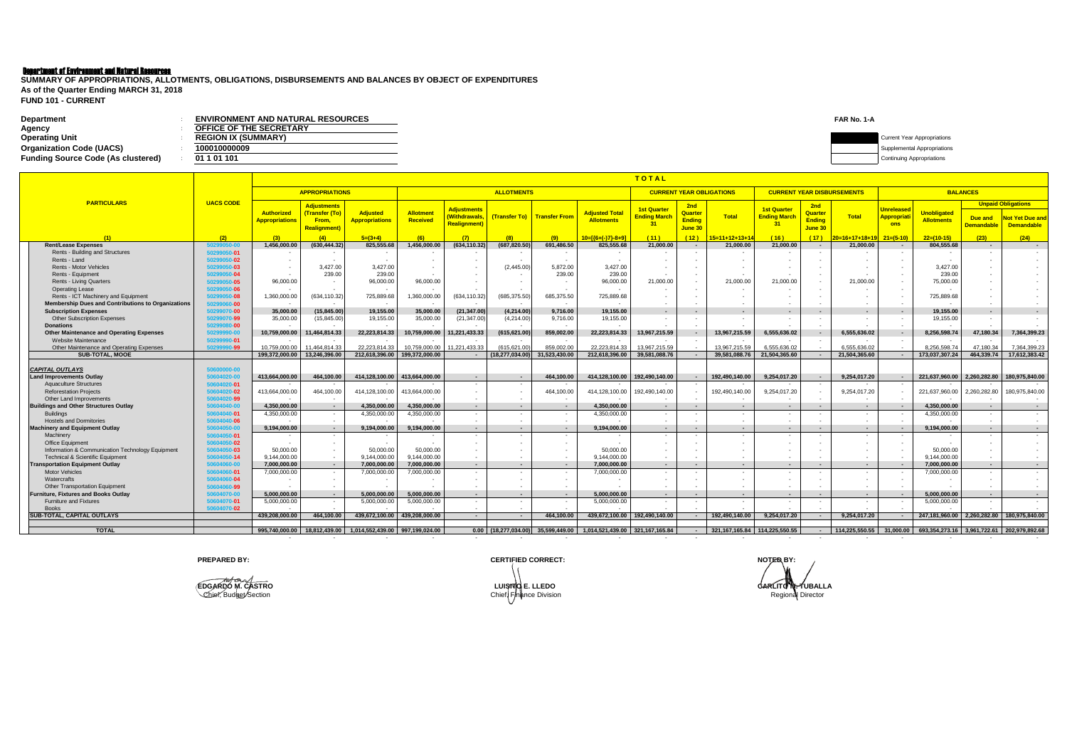**Department of Environment and Natural Resources**

**SUMMARY OF APPROPRIATIONS, ALLOTMENTS, OBLIGATIONS, DISBURSEMENTS AND BALANCES BY OBJECT OF EXPENDITURES**
**As of the Quarter Ending MARCH 31, 2018**
**FUND 101 - CURRENT**

FAR No. 1-A

| | | |
|---|---|---|
| Department | : | ENVIRONMENT AND NATURAL RESOURCES |
| Agency | : | OFFICE OF THE SECRETARY |
| Operating Unit | : | REGION IX (SUMMARY) |
| Organization Code (UACS) | : | 100010000009 |
| Funding Source Code (As clustered) | : | 01 1 01 101 |

Current Year Appropriations
Supplemental Appropriations
Continuing Appropriations

| PARTICULARS | UACS CODE | TOTAL | | | | | | | | | | | | | | | | | |
|---|---|---|---|---|---|---|---|---|---|---|---|---|---|---|---|---|---|---|---|
| | | APPROPRIATIONS | | | ALLOTMENTS | | | | | CURRENT YEAR OBLIGATIONS | | | CURRENT YEAR DISBURSEMENTS | | | BALANCES | | | |
| | | | | | | | | | | | | | | | | | | Unpaid Obligations | |
| | | Authorized Appropriations | Adjustments (Transfer (To) From, Realignment) | Adjusted Appropriations | Allotment Received | Adjustments (Withdrawals, Realignment) | (Transfer To) | Transfer From | Adjusted Total Allotments | 1st Quarter Ending March 31 | 2nd Quarter Ending June 30 | Total | 1st Quarter Ending March 31 | 2nd Quarter Ending June 30 | Total | Unreleased Appropriations | Unobligated Allotments | Due and Demandable | Not Yet Due and Demandable |
| (1) | (2) | (3) | (4) | 5=(3+4) | (6) | (7) | (8) | (9) | 10=[(6+(-)7)-8+9] | (11) | (12) | 15=11+12+13+14 | (16) | (17) | 20=16+17+18+19 | 21=(5-10) | 22=(10-15) | (23) | (24) |
| **Rent/Lease Expenses** | 50299050-00 | 1,456,000.00 | (630,444.32) | 825,555.68 | 1,456,000.00 | (634,110.32) | (687,820.50) | 691,486.50 | 825,555.68 | 21,000.00 | - | 21,000.00 | 21,000.00 | - | 21,000.00 | - | 804,555.68 | - | - |
| Rents - Building and Structures | 50299050-01 | - | - | - | - | - | - | - | - | - | - | - | - | - | - | - | - | - | - |
| Rents - Land | 50299050-02 | - | - | - | - | - | - | - | - | - | - | - | - | - | - | - | - | - | - |
| Rents - Motor Vehicles | 50299050-03 | - | 3,427.00 | 3,427.00 | - | - | (2,445.00) | 5,872.00 | 3,427.00 | - | - | - | - | - | - | - | 3,427.00 | - | - |
| Rents - Equipment | 50299050-04 | - | 239.00 | 239.00 | - | - | - | 239.00 | 239.00 | - | - | - | - | - | - | - | 239.00 | - | - |
| Rents - Living Quarters | 50299050-05 | 96,000.00 | - | 96,000.00 | 96,000.00 | - | - | - | 96,000.00 | 21,000.00 | - | 21,000.00 | 21,000.00 | - | 21,000.00 | - | 75,000.00 | - | - |
| Operating Lease | 50299050-06 | - | - | - | - | - | - | - | - | - | - | - | - | - | - | - | - | - | - |
| Rents - ICT Machinery and Equipment | 50299050-08 | 1,360,000.00 | (634,110.32) | 725,889.68 | 1,360,000.00 | (634,110.32) | (685,375.50) | 685,375.50 | 725,889.68 | - | - | - | - | - | - | - | 725,889.68 | - | - |
| **Membership Dues and Contributions to Organizations** | 50299060-00 | - | - | - | - | - | - | - | - | - | - | - | - | - | - | - | - | - | - |
| **Subscription Expenses** | 50299070-00 | 35,000.00 | (15,845.00) | 19,155.00 | 35,000.00 | (21,347.00) | (4,214.00) | 9,716.00 | 19,155.00 | - | - | - | - | - | - | - | 19,155.00 | - | - |
| Other Subscription Expenses | 50299070-99 | 35,000.00 | (15,845.00) | 19,155.00 | 35,000.00 | (21,347.00) | (4,214.00) | 9,716.00 | 19,155.00 | - | - | - | - | - | - | - | 19,155.00 | - | - |
| **Donations** | 50299080-00 | - | - | - | - | - | - | - | - | - | - | - | - | - | - | - | - | - | - |
| **Other Maintenance and Operating Expenses** | 50299990-00 | 10,759,000.00 | 11,464,814.33 | 22,223,814.33 | 10,759,000.00 | 11,221,433.33 | (615,621.00) | 859,002.00 | 22,223,814.33 | 13,967,215.59 | - | 13,967,215.59 | 6,555,636.02 | - | 6,555,636.02 | - | 8,256,598.74 | 47,180.34 | 7,364,399.23 |
| Website Maintenance | 50299990-01 | - | - | - | - | - | - | - | - | - | - | - | - | - | - | - | - | - | - |
| Other Maintenance and Operating Expenses | 50299990-99 | 10,759,000.00 | 11,464,814.33 | 22,223,814.33 | 10,759,000.00 | 11,221,433.33 | (615,621.00) | 859,002.00 | 22,223,814.33 | 13,967,215.59 | - | 13,967,215.59 | 6,555,636.02 | - | 6,555,636.02 | - | 8,256,598.74 | 47,180.34 | 7,364,399.23 |
| **SUB-TOTAL, MOOE** | | 199,372,000.00 | 13,246,396.00 | 212,618,396.00 | 199,372,000.00 | - | (18,277,034.00) | 31,523,430.00 | 212,618,396.00 | 39,581,088.76 | - | 39,581,088.76 | 21,504,365.60 | - | 21,504,365.60 | - | 173,037,307.24 | 464,339.74 | 17,612,383.42 |
| ***CAPITAL OUTLAYS*** | 50600000-00 | | | | | | | | | | | | | | | | | | |
| **Land Improvements Outlay** | 50604020-00 | 413,664,000.00 | 464,100.00 | 414,128,100.00 | 413,664,000.00 | - | - | 464,100.00 | 414,128,100.00 | 192,490,140.00 | - | 192,490,140.00 | 9,254,017.20 | - | 9,254,017.20 | - | 221,637,960.00 | 2,260,282.80 | 180,975,840.00 |
| Aquaculture Structures | 50604020-01 | - | - | - | - | - | - | - | - | - | - | - | - | - | - | - | - | - | - |
| Reforestation Projects | 50604020-02 | 413,664,000.00 | 464,100.00 | 414,128,100.00 | 413,664,000.00 | - | - | 464,100.00 | 414,128,100.00 | 192,490,140.00 | - | 192,490,140.00 | 9,254,017.20 | - | 9,254,017.20 | - | 221,637,960.00 | 2,260,282.80 | 180,975,840.00 |
| Other Land Improvements | 50604020-99 | - | - | - | - | - | - | - | - | - | - | - | - | - | - | - | - | - | - |
| **Buildings and Other Structures Outlay** | 50604040-00 | 4,350,000.00 | - | 4,350,000.00 | 4,350,000.00 | - | - | - | 4,350,000.00 | - | - | - | - | - | - | - | 4,350,000.00 | - | - |
| Buildings | 50604040-01 | 4,350,000.00 | - | 4,350,000.00 | 4,350,000.00 | - | - | - | 4,350,000.00 | - | - | - | - | - | - | - | 4,350,000.00 | - | - |
| Hostels and Dormitories | 50604040-06 | - | - | - | - | - | - | - | - | - | - | - | - | - | - | - | - | - | - |
| **Machinery and Equipment Outlay** | 50604050-00 | 9,194,000.00 | - | 9,194,000.00 | 9,194,000.00 | - | - | - | 9,194,000.00 | - | - | - | - | - | - | - | 9,194,000.00 | - | - |
| Machinery | 50604050-01 | - | - | - | - | - | - | - | - | - | - | - | - | - | - | - | - | - | - |
| Office Equipment | 50604050-02 | - | - | - | - | - | - | - | - | - | - | - | - | - | - | - | - | - | - |
| Information & Communication Technology Equipment | 50604050-03 | 50,000.00 | - | 50,000.00 | 50,000.00 | - | - | - | 50,000.00 | - | - | - | - | - | - | - | 50,000.00 | - | - |
| Technical & Scientific Equipment | 50604050-14 | 9,144,000.00 | - | 9,144,000.00 | 9,144,000.00 | - | - | - | 9,144,000.00 | - | - | - | - | - | - | - | 9,144,000.00 | - | - |
| **Transportation Equipment Outlay** | 50604060-00 | 7,000,000.00 | - | 7,000,000.00 | 7,000,000.00 | - | - | - | 7,000,000.00 | - | - | - | - | - | - | - | 7,000,000.00 | - | - |
| Motor Vehicles | 50604060-01 | 7,000,000.00 | - | 7,000,000.00 | 7,000,000.00 | - | - | - | 7,000,000.00 | - | - | - | - | - | - | - | 7,000,000.00 | - | - |
| Watercrafts | 50604060-04 | - | - | - | - | - | - | - | - | - | - | - | - | - | - | - | - | - | - |
| Other Transportation Equipment | 50604060-99 | - | - | - | - | - | - | - | - | - | - | - | - | - | - | - | - | - | - |
| **Furniture, Fixtures and Books Outlay** | 50604070-00 | 5,000,000.00 | - | 5,000,000.00 | 5,000,000.00 | - | - | - | 5,000,000.00 | - | - | - | - | - | - | - | 5,000,000.00 | - | - |
| Furniture and Fixtures | 50604070-01 | 5,000,000.00 | - | 5,000,000.00 | 5,000,000.00 | - | - | - | 5,000,000.00 | - | - | - | - | - | - | - | 5,000,000.00 | - | - |
| Books | 50604070-02 | - | - | - | - | - | - | - | - | - | - | - | - | - | - | - | - | - | - |
| **SUB-TOTAL, CAPITAL OUTLAYS** | | 439,208,000.00 | 464,100.00 | 439,672,100.00 | 439,208,000.00 | - | - | 464,100.00 | 439,672,100.00 | 192,490,140.00 | - | 192,490,140.00 | 9,254,017.20 | - | 9,254,017.20 | - | 247,181,960.00 | 2,260,282.80 | 180,975,840.00 |
| **TOTAL** | | 995,740,000.00 | 18,812,439.00 | 1,014,552,439.00 | 997,199,024.00 | 0.00 | (18,277,034.00) | 35,599,449.00 | 1,014,521,439.00 | 321,167,165.84 | - | 321,167,165.84 | 114,225,550.55 | - | 114,225,550.55 | 31,000.00 | 693,354,273.16 | 3,961,722.61 | 202,979,892.68 |

**PREPARED BY:**

**EDGARDO M. CASTRO**
Chief, Budget Section

**CERTIFIED CORRECT:**

**LUISITO E. LLEDO**
Chief, Finance Division

**NOTED BY:**

**CARLITO T. TUBALLA**
Regional Director